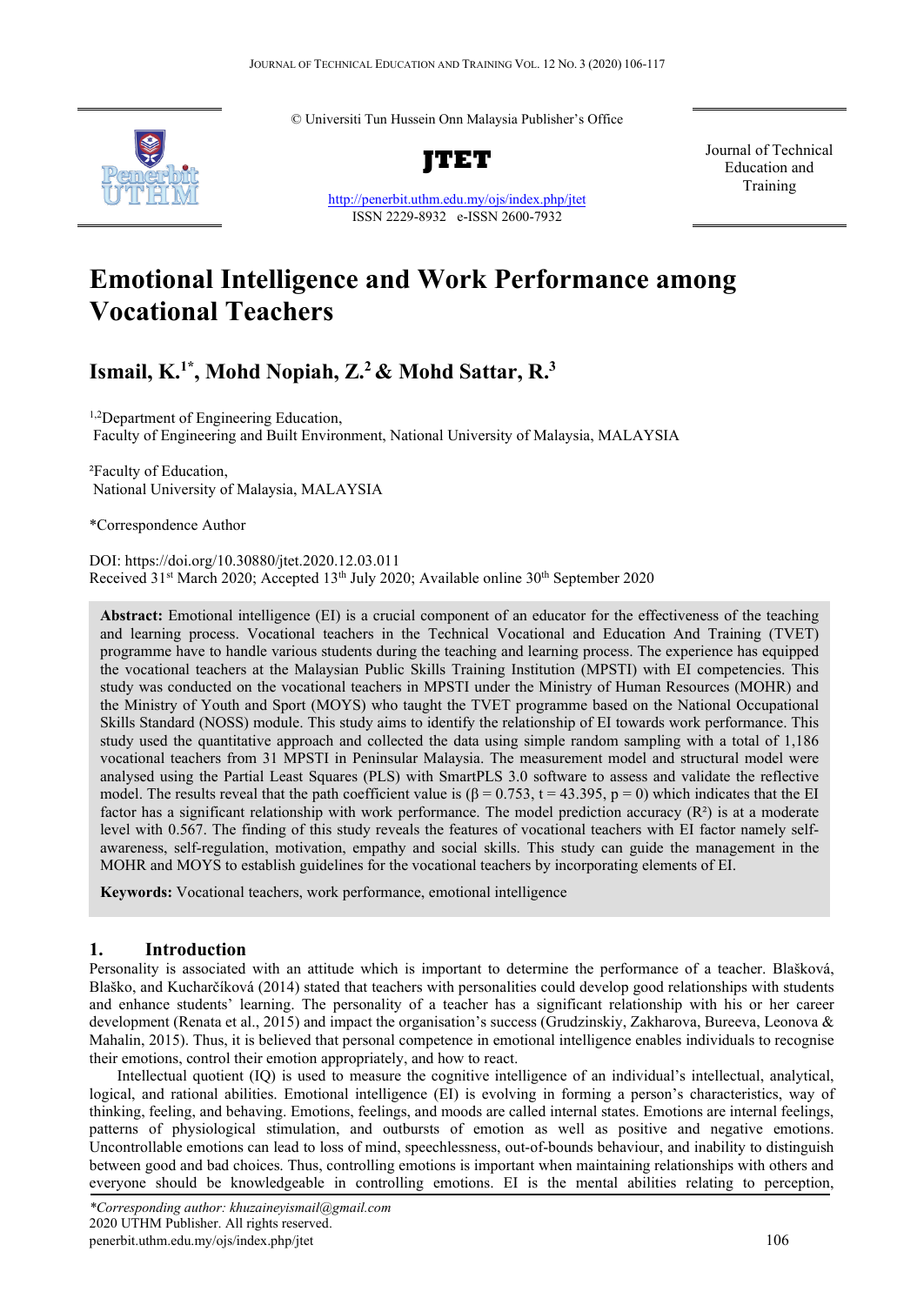© Universiti Tun Hussein Onn Malaysia Publisher's Office

**JTET**

http://penerbit.uthm.edu.my/ojs/index.php/jtet

ISSN 2229-8932 e-ISSN 2600-7932

Journal of Technical Education and Training

# Emotional Intelligence and Work Performance among Vocational Teachers

## Ismail, K.[1*], Mohd Nopiah, Z.[2] & Mohd Sattar, R.[3]

[1,2]Department of Engineering Education,
Faculty of Engineering and Built Environment, National University of Malaysia, MALAYSIA

[2]Faculty of Education,
National University of Malaysia, MALAYSIA

*Correspondence Author

DOI: https://doi.org/10.30880/jtet.2020.12.03.011

Received 31st March 2020; Accepted 13th July 2020; Available online 30th September 2020

**Abstract:** Emotional intelligence (EI) is a crucial component of an educator for the effectiveness of the teaching and learning process. Vocational teachers in the Technical Vocational and Education And Training (TVET) programme have to handle various students during the teaching and learning process. The experience has equipped the vocational teachers at the Malaysian Public Skills Training Institution (MPSTI) with EI competencies. This study was conducted on the vocational teachers in MPSTI under the Ministry of Human Resources (MOHR) and the Ministry of Youth and Sport (MOYS) who taught the TVET programme based on the National Occupational Skills Standard (NOSS) module. This study aims to identify the relationship of EI towards work performance. This study used the quantitative approach and collected the data using simple random sampling with a total of 1,186 vocational teachers from 31 MPSTI in Peninsular Malaysia. The measurement model and structural model were analysed using the Partial Least Squares (PLS) with SmartPLS 3.0 software to assess and validate the reflective model. The results reveal that the path coefficient value is ($\beta = 0.753$, $t = 43.395$, $p = 0$) which indicates that the EI factor has a significant relationship with work performance. The model prediction accuracy ($R^2$) is at a moderate level with 0.567. The finding of this study reveals the features of vocational teachers with EI factor namely self-awareness, self-regulation, motivation, empathy and social skills. This study can guide the management in the MOHR and MOYS to establish guidelines for the vocational teachers by incorporating elements of EI.

**Keywords:** Vocational teachers, work performance, emotional intelligence

## 1. Introduction

Personality is associated with an attitude which is important to determine the performance of a teacher. Blašková, Blaško, and Kucharčíková (2014) stated that teachers with personalities could develop good relationships with students and enhance students' learning. The personality of a teacher has a significant relationship with his or her career development (Renata et al., 2015) and impact the organisation's success (Grudzinskiy, Zakharova, Bureeva, Leonova & Mahalin, 2015). Thus, it is believed that personal competence in emotional intelligence enables individuals to recognise their emotions, control their emotion appropriately, and how to react.

Intellectual quotient (IQ) is used to measure the cognitive intelligence of an individual's intellectual, analytical, logical, and rational abilities. Emotional intelligence (EI) is evolving in forming a person's characteristics, way of thinking, feeling, and behaving. Emotions, feelings, and moods are called internal states. Emotions are internal feelings, patterns of physiological stimulation, and outbursts of emotion as well as positive and negative emotions. Uncontrollable emotions can lead to loss of mind, speechlessness, out-of-bounds behaviour, and inability to distinguish between good and bad choices. Thus, controlling emotions is important when maintaining relationships with others and everyone should be knowledgeable in controlling emotions. EI is the mental abilities relating to perception,

*Corresponding author: khuzaineyismail@gmail.com
2020 UTHM Publisher. All rights reserved.
penerbit.uthm.edu.my/ojs/index.php/jtet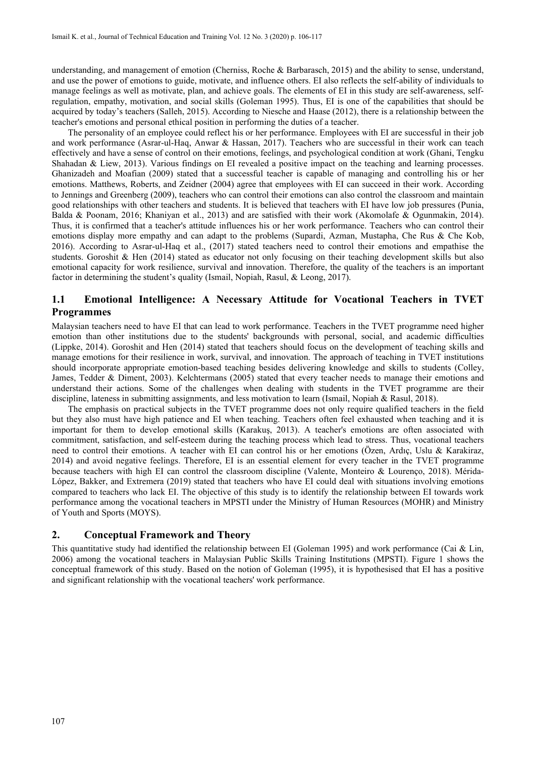understanding, and management of emotion (Cherniss, Roche & Barbarasch, 2015) and the ability to sense, understand, and use the power of emotions to guide, motivate, and influence others. EI also reflects the self-ability of individuals to manage feelings as well as motivate, plan, and achieve goals. The elements of EI in this study are self-awareness, self-regulation, empathy, motivation, and social skills (Goleman 1995). Thus, EI is one of the capabilities that should be acquired by today's teachers (Salleh, 2015). According to Niesche and Haase (2012), there is a relationship between the teacher's emotions and personal ethical position in performing the duties of a teacher.

The personality of an employee could reflect his or her performance. Employees with EI are successful in their job and work performance (Asrar-ul-Haq, Anwar & Hassan, 2017). Teachers who are successful in their work can teach effectively and have a sense of control on their emotions, feelings, and psychological condition at work (Ghani, Tengku Shahadan & Liew, 2013). Various findings on EI revealed a positive impact on the teaching and learning processes. Ghanizadeh and Moafian (2009) stated that a successful teacher is capable of managing and controlling his or her emotions. Matthews, Roberts, and Zeidner (2004) agree that employees with EI can succeed in their work. According to Jennings and Greenberg (2009), teachers who can control their emotions can also control the classroom and maintain good relationships with other teachers and students. It is believed that teachers with EI have low job pressures (Punia, Balda & Poonam, 2016; Khaniyan et al., 2013) and are satisfied with their work (Akomolafe & Ogunmakin, 2014). Thus, it is confirmed that a teacher's attitude influences his or her work performance. Teachers who can control their emotions display more empathy and can adapt to the problems (Supardi, Azman, Mustapha, Che Rus & Che Kob, 2016). According to Asrar-ul-Haq et al., (2017) stated teachers need to control their emotions and empathise the students. Goroshit & Hen (2014) stated as educator not only focusing on their teaching development skills but also emotional capacity for work resilience, survival and innovation. Therefore, the quality of the teachers is an important factor in determining the student's quality (Ismail, Nopiah, Rasul, & Leong, 2017).

### 1.1 Emotional Intelligence: A Necessary Attitude for Vocational Teachers in TVET Programmes

Malaysian teachers need to have EI that can lead to work performance. Teachers in the TVET programme need higher emotion than other institutions due to the students' backgrounds with personal, social, and academic difficulties (Lippke, 2014). Goroshit and Hen (2014) stated that teachers should focus on the development of teaching skills and manage emotions for their resilience in work, survival, and innovation. The approach of teaching in TVET institutions should incorporate appropriate emotion-based teaching besides delivering knowledge and skills to students (Colley, James, Tedder & Diment, 2003). Kelchtermans (2005) stated that every teacher needs to manage their emotions and understand their actions. Some of the challenges when dealing with students in the TVET programme are their discipline, lateness in submitting assignments, and less motivation to learn (Ismail, Nopiah & Rasul, 2018).

The emphasis on practical subjects in the TVET programme does not only require qualified teachers in the field but they also must have high patience and EI when teaching. Teachers often feel exhausted when teaching and it is important for them to develop emotional skills (Karakuş, 2013). A teacher's emotions are often associated with commitment, satisfaction, and self-esteem during the teaching process which lead to stress. Thus, vocational teachers need to control their emotions. A teacher with EI can control his or her emotions (Özen, Ardıç, Uslu & Karakiraz, 2014) and avoid negative feelings. Therefore, EI is an essential element for every teacher in the TVET programme because teachers with high EI can control the classroom discipline (Valente, Monteiro & Lourenço, 2018). Mérida-López, Bakker, and Extremera (2019) stated that teachers who have EI could deal with situations involving emotions compared to teachers who lack EI. The objective of this study is to identify the relationship between EI towards work performance among the vocational teachers in MPSTI under the Ministry of Human Resources (MOHR) and Ministry of Youth and Sports (MOYS).

## 2. Conceptual Framework and Theory

This quantitative study had identified the relationship between EI (Goleman 1995) and work performance (Cai & Lin, 2006) among the vocational teachers in Malaysian Public Skills Training Institutions (MPSTI). Figure 1 shows the conceptual framework of this study. Based on the notion of Goleman (1995), it is hypothesised that EI has a positive and significant relationship with the vocational teachers' work performance.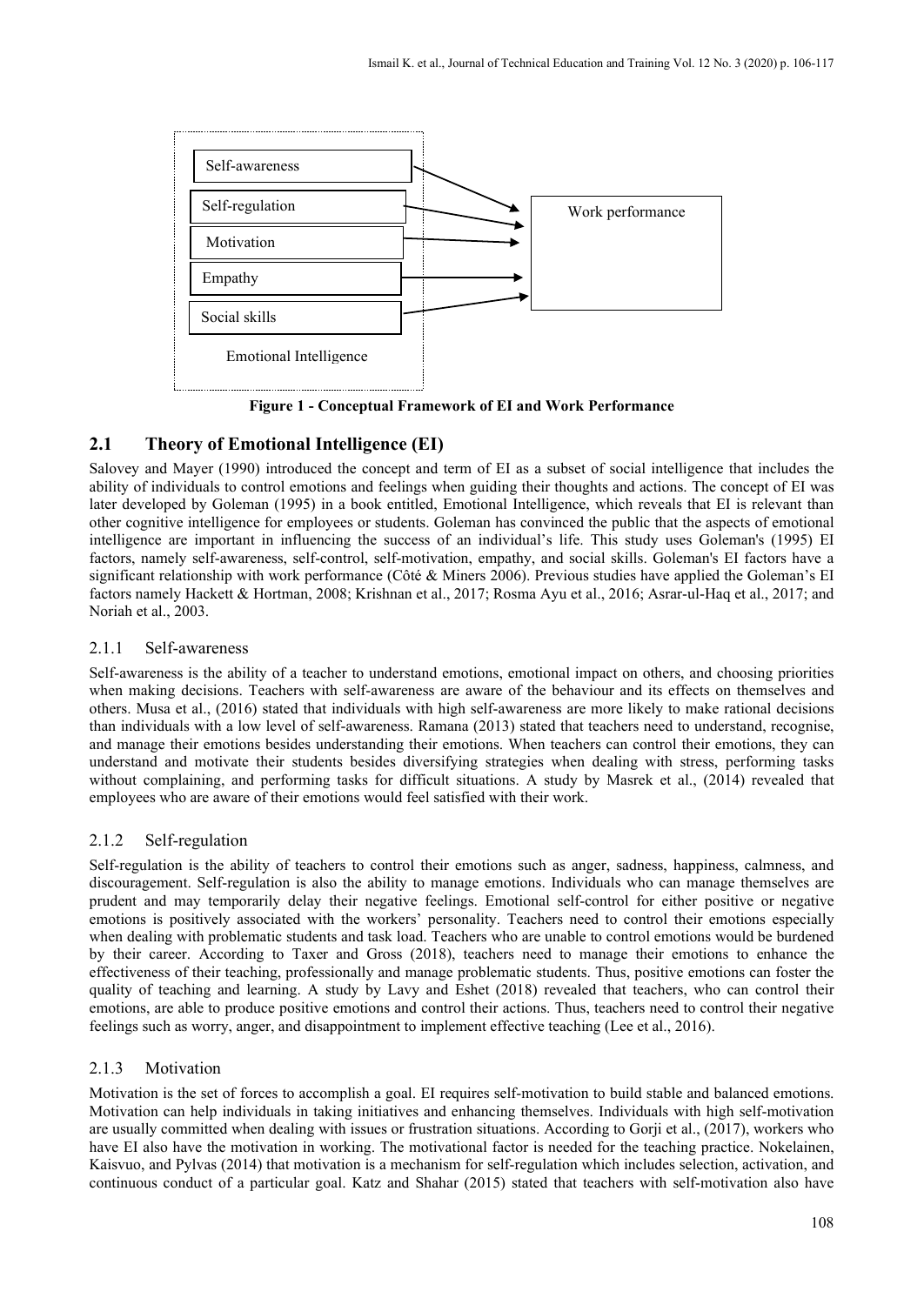Self-awareness

Self-regulation

Motivation

Empathy

Social skills

Emotional Intelligence

Work performance

**Figure 1 - Conceptual Framework of EI and Work Performance**

## 2.1 Theory of Emotional Intelligence (EI)

Salovey and Mayer (1990) introduced the concept and term of EI as a subset of social intelligence that includes the ability of individuals to control emotions and feelings when guiding their thoughts and actions. The concept of EI was later developed by Goleman (1995) in a book entitled, Emotional Intelligence, which reveals that EI is relevant than other cognitive intelligence for employees or students. Goleman has convinced the public that the aspects of emotional intelligence are important in influencing the success of an individual's life. This study uses Goleman's (1995) EI factors, namely self-awareness, self-control, self-motivation, empathy, and social skills. Goleman's EI factors have a significant relationship with work performance (Côté & Miners 2006). Previous studies have applied the Goleman's EI factors namely Hackett & Hortman, 2008; Krishnan et al., 2017; Rosma Ayu et al., 2016; Asrar-ul-Haq et al., 2017; and Noriah et al., 2003.

### 2.1.1 Self-awareness

Self-awareness is the ability of a teacher to understand emotions, emotional impact on others, and choosing priorities when making decisions. Teachers with self-awareness are aware of the behaviour and its effects on themselves and others. Musa et al., (2016) stated that individuals with high self-awareness are more likely to make rational decisions than individuals with a low level of self-awareness. Ramana (2013) stated that teachers need to understand, recognise, and manage their emotions besides understanding their emotions. When teachers can control their emotions, they can understand and motivate their students besides diversifying strategies when dealing with stress, performing tasks without complaining, and performing tasks for difficult situations. A study by Masrek et al., (2014) revealed that employees who are aware of their emotions would feel satisfied with their work.

### 2.1.2 Self-regulation

Self-regulation is the ability of teachers to control their emotions such as anger, sadness, happiness, calmness, and discouragement. Self-regulation is also the ability to manage emotions. Individuals who can manage themselves are prudent and may temporarily delay their negative feelings. Emotional self-control for either positive or negative emotions is positively associated with the workers' personality. Teachers need to control their emotions especially when dealing with problematic students and task load. Teachers who are unable to control emotions would be burdened by their career. According to Taxer and Gross (2018), teachers need to manage their emotions to enhance the effectiveness of their teaching, professionally and manage problematic students. Thus, positive emotions can foster the quality of teaching and learning. A study by Lavy and Eshet (2018) revealed that teachers, who can control their emotions, are able to produce positive emotions and control their actions. Thus, teachers need to control their negative feelings such as worry, anger, and disappointment to implement effective teaching (Lee et al., 2016).

### 2.1.3 Motivation

Motivation is the set of forces to accomplish a goal. EI requires self-motivation to build stable and balanced emotions. Motivation can help individuals in taking initiatives and enhancing themselves. Individuals with high self-motivation are usually committed when dealing with issues or frustration situations. According to Gorji et al., (2017), workers who have EI also have the motivation in working. The motivational factor is needed for the teaching practice. Nokelainen, Kaisvuo, and Pylvas (2014) that motivation is a mechanism for self-regulation which includes selection, activation, and continuous conduct of a particular goal. Katz and Shahar (2015) stated that teachers with self-motivation also have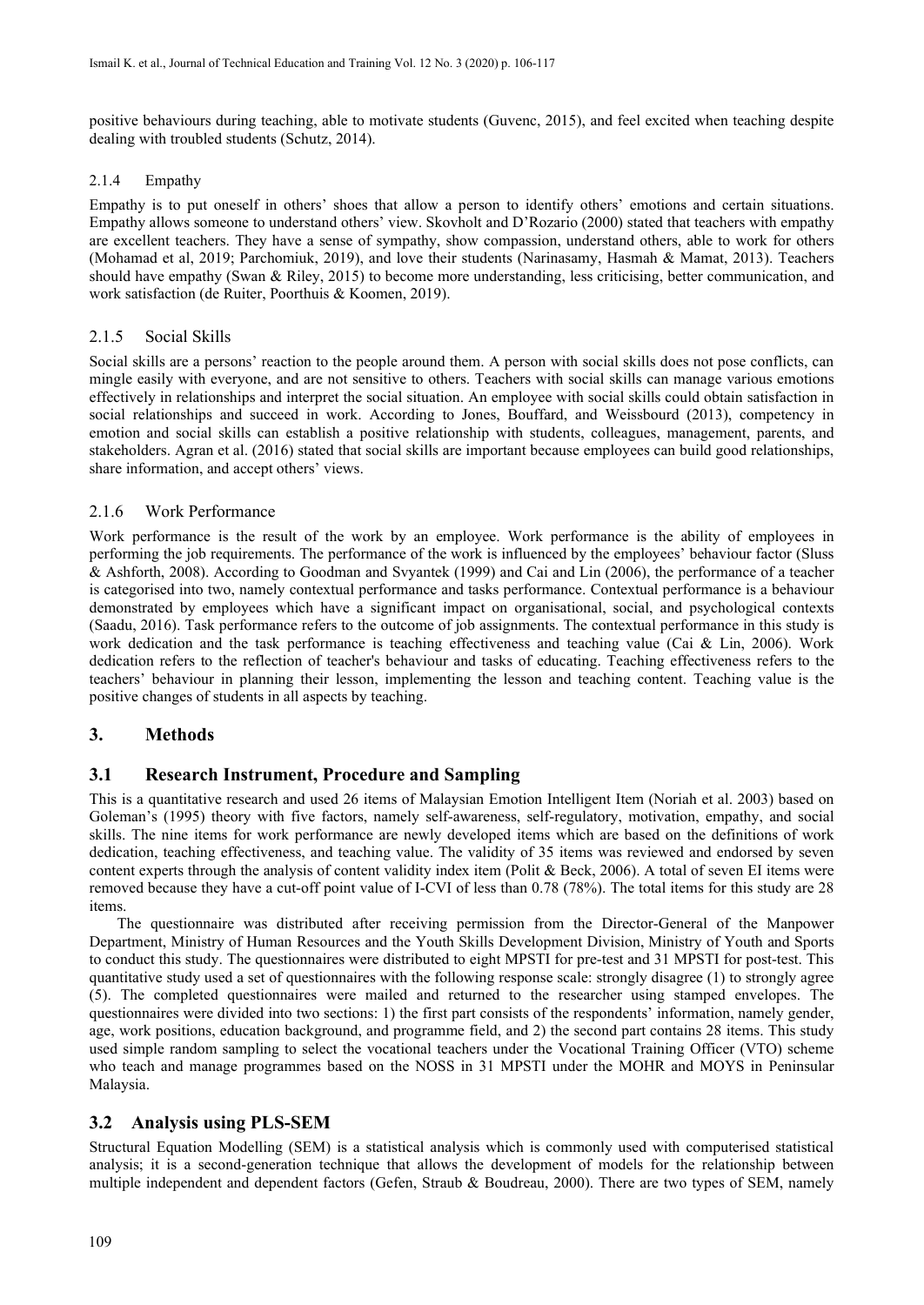positive behaviours during teaching, able to motivate students (Guvenc, 2015), and feel excited when teaching despite dealing with troubled students (Schutz, 2014).

#### 2.1.4 Empathy

Empathy is to put oneself in others' shoes that allow a person to identify others' emotions and certain situations. Empathy allows someone to understand others' view. Skovholt and D'Rozario (2000) stated that teachers with empathy are excellent teachers. They have a sense of sympathy, show compassion, understand others, able to work for others (Mohamad et al, 2019; Parchomiuk, 2019), and love their students (Narinasamy, Hasmah & Mamat, 2013). Teachers should have empathy (Swan & Riley, 2015) to become more understanding, less criticising, better communication, and work satisfaction (de Ruiter, Poorthuis & Koomen, 2019).

#### 2.1.5 Social Skills

Social skills are a persons' reaction to the people around them. A person with social skills does not pose conflicts, can mingle easily with everyone, and are not sensitive to others. Teachers with social skills can manage various emotions effectively in relationships and interpret the social situation. An employee with social skills could obtain satisfaction in social relationships and succeed in work. According to Jones, Bouffard, and Weissbourd (2013), competency in emotion and social skills can establish a positive relationship with students, colleagues, management, parents, and stakeholders. Agran et al. (2016) stated that social skills are important because employees can build good relationships, share information, and accept others' views.

#### 2.1.6 Work Performance

Work performance is the result of the work by an employee. Work performance is the ability of employees in performing the job requirements. The performance of the work is influenced by the employees' behaviour factor (Sluss & Ashforth, 2008). According to Goodman and Svyantek (1999) and Cai and Lin (2006), the performance of a teacher is categorised into two, namely contextual performance and tasks performance. Contextual performance is a behaviour demonstrated by employees which have a significant impact on organisational, social, and psychological contexts (Saadu, 2016). Task performance refers to the outcome of job assignments. The contextual performance in this study is work dedication and the task performance is teaching effectiveness and teaching value (Cai & Lin, 2006). Work dedication refers to the reflection of teacher's behaviour and tasks of educating. Teaching effectiveness refers to the teachers' behaviour in planning their lesson, implementing the lesson and teaching content. Teaching value is the positive changes of students in all aspects by teaching.

## 3. Methods

### 3.1 Research Instrument, Procedure and Sampling

This is a quantitative research and used 26 items of Malaysian Emotion Intelligent Item (Noriah et al. 2003) based on Goleman's (1995) theory with five factors, namely self-awareness, self-regulatory, motivation, empathy, and social skills. The nine items for work performance are newly developed items which are based on the definitions of work dedication, teaching effectiveness, and teaching value. The validity of 35 items was reviewed and endorsed by seven content experts through the analysis of content validity index item (Polit & Beck, 2006). A total of seven EI items were removed because they have a cut-off point value of I-CVI of less than 0.78 (78%). The total items for this study are 28 items.

The questionnaire was distributed after receiving permission from the Director-General of the Manpower Department, Ministry of Human Resources and the Youth Skills Development Division, Ministry of Youth and Sports to conduct this study. The questionnaires were distributed to eight MPSTI for pre-test and 31 MPSTI for post-test. This quantitative study used a set of questionnaires with the following response scale: strongly disagree (1) to strongly agree (5). The completed questionnaires were mailed and returned to the researcher using stamped envelopes. The questionnaires were divided into two sections: 1) the first part consists of the respondents' information, namely gender, age, work positions, education background, and programme field, and 2) the second part contains 28 items. This study used simple random sampling to select the vocational teachers under the Vocational Training Officer (VTO) scheme who teach and manage programmes based on the NOSS in 31 MPSTI under the MOHR and MOYS in Peninsular Malaysia.

### 3.2 Analysis using PLS-SEM

Structural Equation Modelling (SEM) is a statistical analysis which is commonly used with computerised statistical analysis; it is a second-generation technique that allows the development of models for the relationship between multiple independent and dependent factors (Gefen, Straub & Boudreau, 2000). There are two types of SEM, namely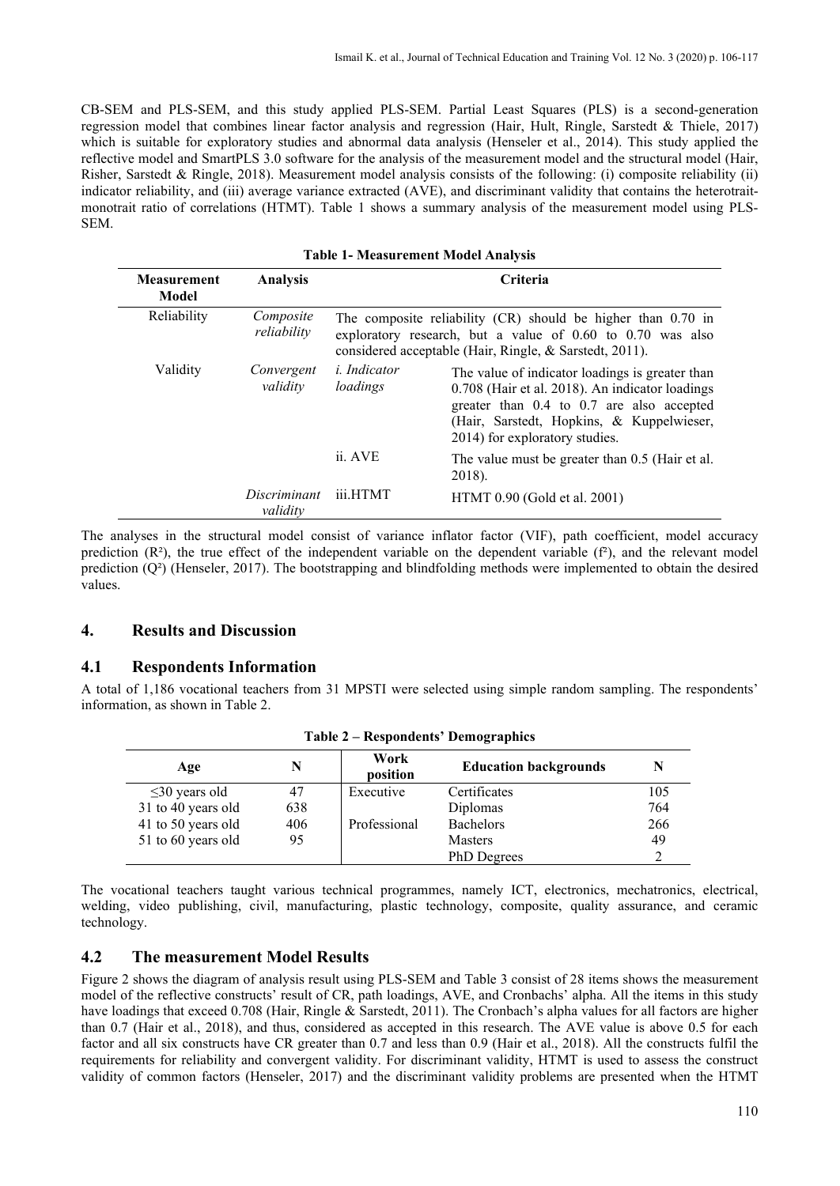CB-SEM and PLS-SEM, and this study applied PLS-SEM. Partial Least Squares (PLS) is a second-generation regression model that combines linear factor analysis and regression (Hair, Hult, Ringle, Sarstedt & Thiele, 2017) which is suitable for exploratory studies and abnormal data analysis (Henseler et al., 2014). This study applied the reflective model and SmartPLS 3.0 software for the analysis of the measurement model and the structural model (Hair, Risher, Sarstedt & Ringle, 2018). Measurement model analysis consists of the following: (i) composite reliability (ii) indicator reliability, and (iii) average variance extracted (AVE), and discriminant validity that contains the heterotrait-monotrait ratio of correlations (HTMT). Table 1 shows a summary analysis of the measurement model using PLS-SEM.

**Table 1- Measurement Model Analysis**

| Measurement Model | Analysis | Criteria | |
|---|---|---|---|
| Reliability | *Composite reliability* | The composite reliability (CR) should be higher than 0.70 in exploratory research, but a value of 0.60 to 0.70 was also considered acceptable (Hair, Ringle, & Sarstedt, 2011). | |
| Validity | *Convergent validity* | *i. Indicator loadings* | The value of indicator loadings is greater than 0.708 (Hair et al. 2018). An indicator loadings greater than 0.4 to 0.7 are also accepted (Hair, Sarstedt, Hopkins, & Kuppelwieser, 2014) for exploratory studies. |
| | | ii. AVE | The value must be greater than 0.5 (Hair et al. 2018). |
| | *Discriminant validity* | iii.HTMT | HTMT 0.90 (Gold et al. 2001) |

The analyses in the structural model consist of variance inflator factor (VIF), path coefficient, model accuracy prediction ($R^2$), the true effect of the independent variable on the dependent variable ($f^2$), and the relevant model prediction ($Q^2$) (Henseler, 2017). The bootstrapping and blindfolding methods were implemented to obtain the desired values.

## 4. Results and Discussion

### 4.1 Respondents Information

A total of 1,186 vocational teachers from 31 MPSTI were selected using simple random sampling. The respondents' information, as shown in Table 2.

**Table 2 – Respondents' Demographics**

| Age | N | Work position | Education backgrounds | N |
|---|---|---|---|---|
| ≤30 years old | 47 | Executive | Certificates | 105 |
| 31 to 40 years old | 638 | | Diplomas | 764 |
| 41 to 50 years old | 406 | Professional | Bachelors | 266 |
| 51 to 60 years old | 95 | | Masters | 49 |
| | | | PhD Degrees | 2 |

The vocational teachers taught various technical programmes, namely ICT, electronics, mechatronics, electrical, welding, video publishing, civil, manufacturing, plastic technology, composite, quality assurance, and ceramic technology.

### 4.2 The measurement Model Results

Figure 2 shows the diagram of analysis result using PLS-SEM and Table 3 consist of 28 items shows the measurement model of the reflective constructs' result of CR, path loadings, AVE, and Cronbachs' alpha. All the items in this study have loadings that exceed 0.708 (Hair, Ringle & Sarstedt, 2011). The Cronbach's alpha values for all factors are higher than 0.7 (Hair et al., 2018), and thus, considered as accepted in this research. The AVE value is above 0.5 for each factor and all six constructs have CR greater than 0.7 and less than 0.9 (Hair et al., 2018). All the constructs fulfil the requirements for reliability and convergent validity. For discriminant validity, HTMT is used to assess the construct validity of common factors (Henseler, 2017) and the discriminant validity problems are presented when the HTMT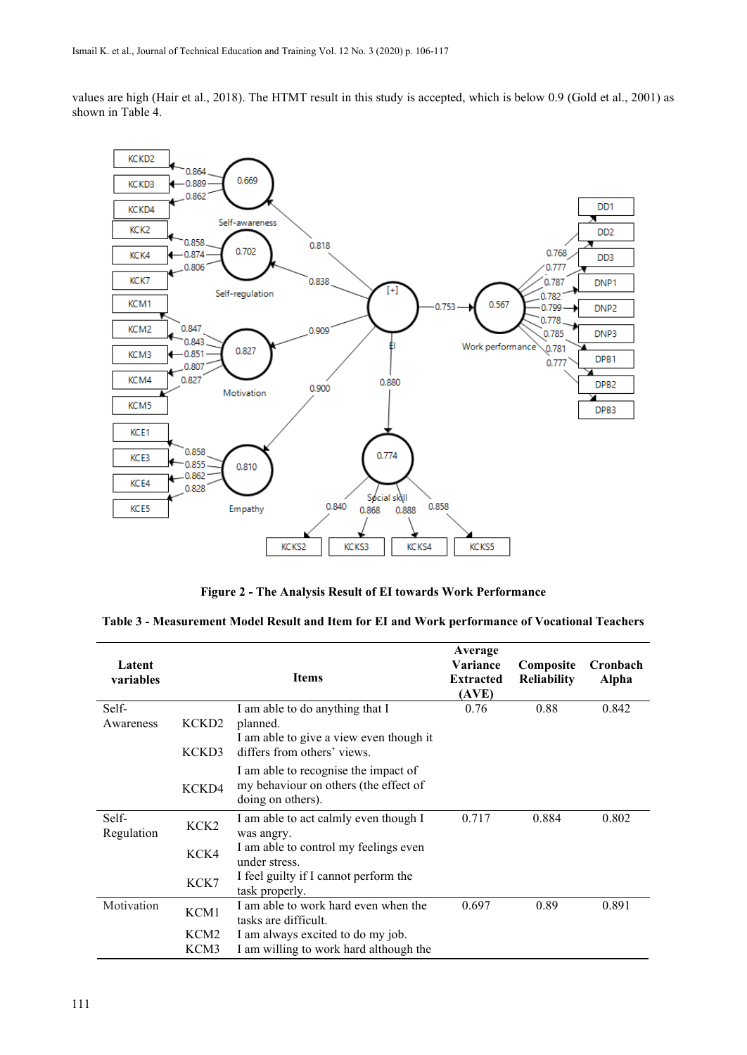values are high (Hair et al., 2018). The HTMT result in this study is accepted, which is below 0.9 (Gold et al., 2001) as shown in Table 4.

**Figure 2 - The Analysis Result of EI towards Work Performance**

**Table 3 - Measurement Model Result and Item for EI and Work performance of Vocational Teachers**

| Latent variables | | Items | Average Variance Extracted (AVE) | Composite Reliability | Cronbach Alpha |
|---|---|---|---|---|---|
| Self-Awareness | KCKD2 | I am able to do anything that I planned. | 0.76 | 0.88 | 0.842 |
| | KCKD3 | I am able to give a view even though it differs from others' views. | | | |
| | KCKD4 | I am able to recognise the impact of my behaviour on others (the effect of doing on others). | | | |
| Self-Regulation | KCK2 | I am able to act calmly even though I was angry. | 0.717 | 0.884 | 0.802 |
| | KCK4 | I am able to control my feelings even under stress. | | | |
| | KCK7 | I feel guilty if I cannot perform the task properly. | | | |
| Motivation | KCM1 | I am able to work hard even when the tasks are difficult. | 0.697 | 0.89 | 0.891 |
| | KCM2 | I am always excited to do my job. | | | |
| | KCM3 | I am willing to work hard although the | | | |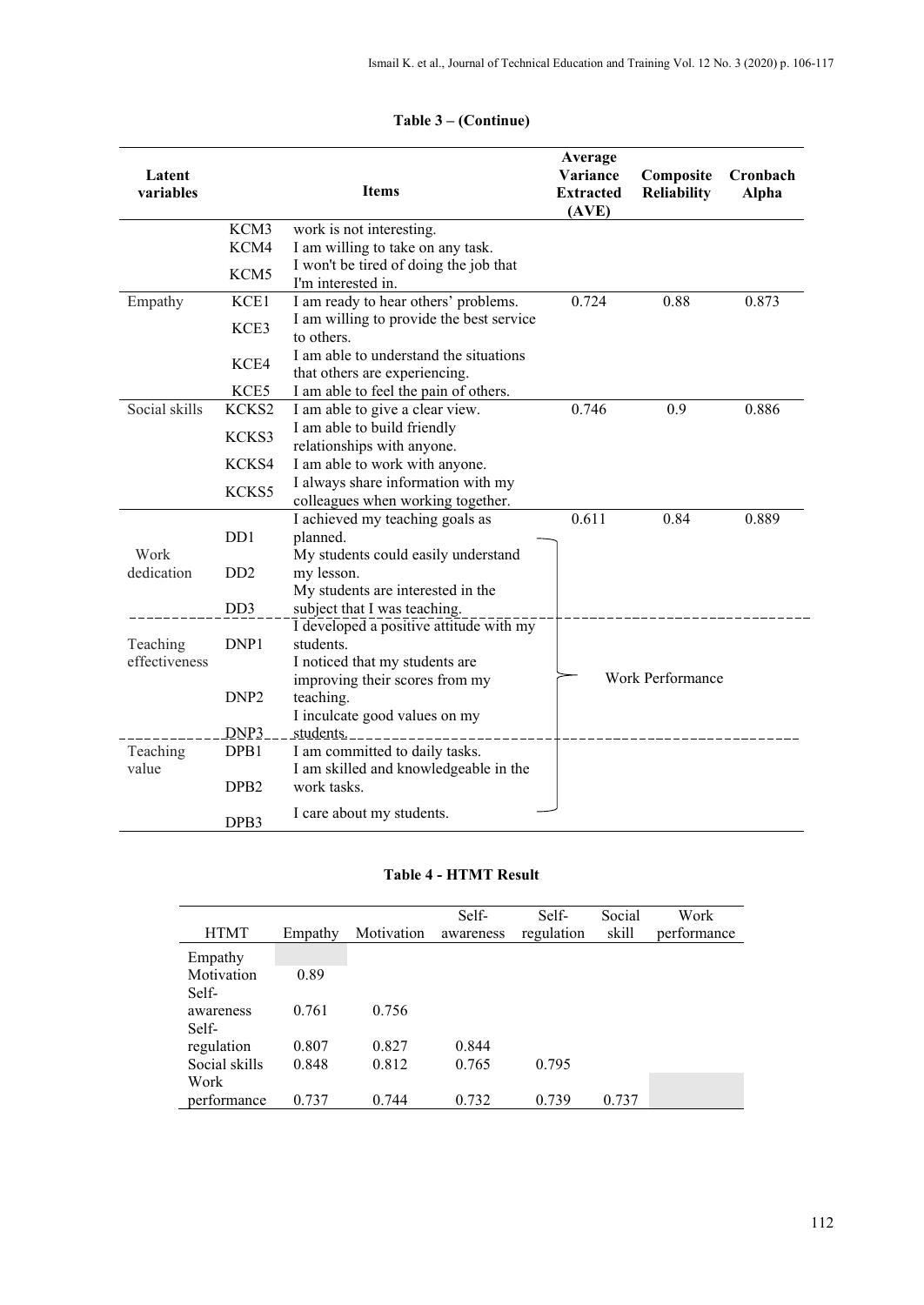**Table 3 – (Continue)**

| Latent variables | | Items | Average Variance Extracted (AVE) | Composite Reliability | Cronbach Alpha |
|---|---|---|---|---|---|
| | KCM3 | work is not interesting. | | | |
| | KCM4 | I am willing to take on any task. | | | |
| | KCM5 | I won't be tired of doing the job that I'm interested in. | | | |
| Empathy | KCE1 | I am ready to hear others' problems. | 0.724 | 0.88 | 0.873 |
| | KCE3 | I am willing to provide the best service to others. | | | |
| | KCE4 | I am able to understand the situations that others are experiencing. | | | |
| | KCE5 | I am able to feel the pain of others. | | | |
| Social skills | KCKS2 | I am able to give a clear view. | 0.746 | 0.9 | 0.886 |
| | KCKS3 | I am able to build friendly relationships with anyone. | | | |
| | KCKS4 | I am able to work with anyone. | | | |
| | KCKS5 | I always share information with my colleagues when working together. | | | |
| Work dedication | DD1 | I achieved my teaching goals as planned. | 0.611 | 0.84 | 0.889 |
| | DD2 | My students could easily understand my lesson. | | | |
| | DD3 | My students are interested in the subject that I was teaching. | | | |
| Teaching effectiveness | DNP1 | I developed a positive attitude with my students. | Work Performance | | |
| | DNP2 | I noticed that my students are improving their scores from my teaching. | | | |
| | DNP3 | I inculcate good values on my students. | | | |
| Teaching value | DPB1 | I am committed to daily tasks. | | | |
| | DPB2 | I am skilled and knowledgeable in the work tasks. | | | |
| | DPB3 | I care about my students. | | | |

**Table 4 - HTMT Result**

| HTMT | Empathy | Motivation | Self-awareness | Self-regulation | Social skill | Work performance |
|---|---|---|---|---|---|---|
| Empathy | | | | | | |
| Motivation | 0.89 | | | | | |
| Self-awareness | 0.761 | 0.756 | | | | |
| Self-regulation | 0.807 | 0.827 | 0.844 | | | |
| Social skills | 0.848 | 0.812 | 0.765 | 0.795 | | |
| Work performance | 0.737 | 0.744 | 0.732 | 0.739 | 0.737 | |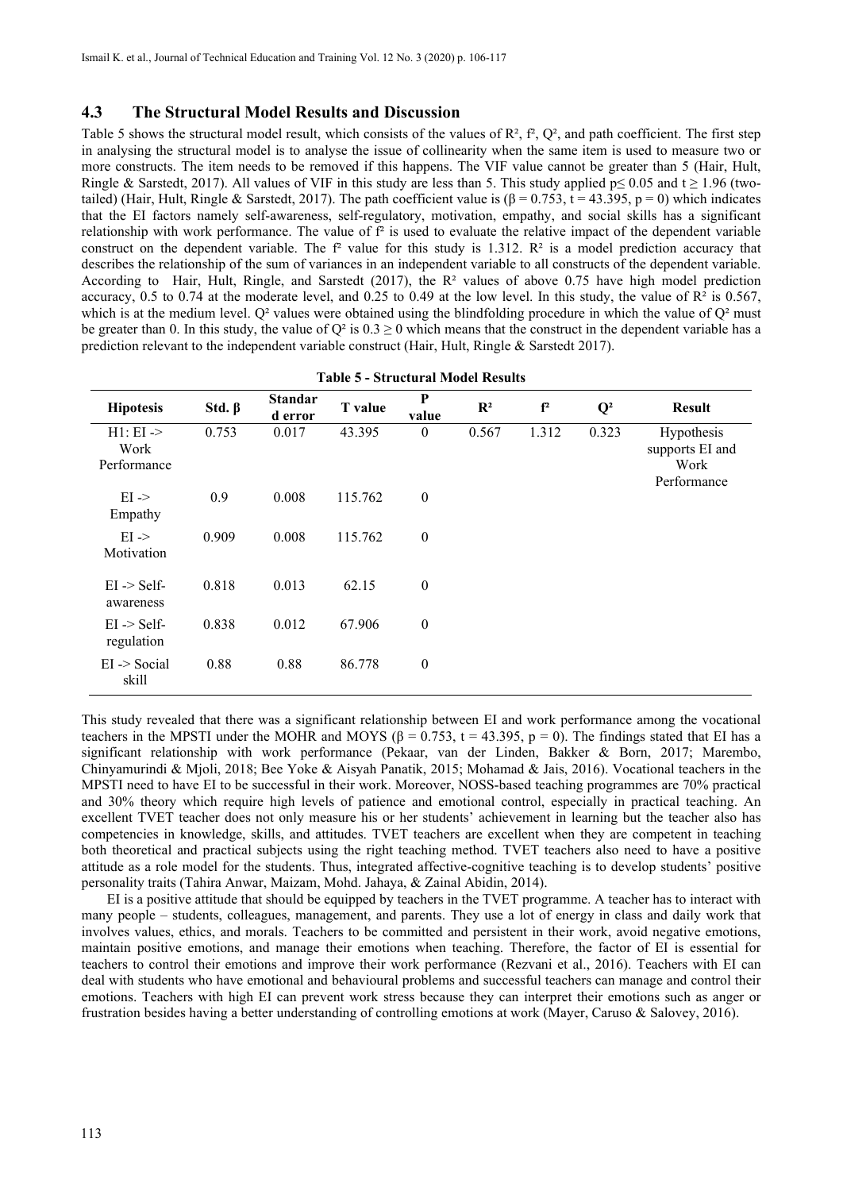## 4.3 The Structural Model Results and Discussion

Table 5 shows the structural model result, which consists of the values of $R^2$, $f^2$, $Q^2$, and path coefficient. The first step in analysing the structural model is to analyse the issue of collinearity when the same item is used to measure two or more constructs. The item needs to be removed if this happens. The VIF value cannot be greater than 5 (Hair, Hult, Ringle & Sarstedt, 2017). All values of VIF in this study are less than 5. This study applied $p \leq 0.05$ and $t \geq 1.96$ (two-tailed) (Hair, Hult, Ringle & Sarstedt, 2017). The path coefficient value is ($\beta = 0.753$, $t = 43.395$, $p = 0$) which indicates that the EI factors namely self-awareness, self-regulatory, motivation, empathy, and social skills has a significant relationship with work performance. The value of $f^2$ is used to evaluate the relative impact of the dependent variable construct on the dependent variable. The $f^2$ value for this study is 1.312. $R^2$ is a model prediction accuracy that describes the relationship of the sum of variances in an independent variable to all constructs of the dependent variable. According to Hair, Hult, Ringle, and Sarstedt (2017), the $R^2$ values of above 0.75 have high model prediction accuracy, 0.5 to 0.74 at the moderate level, and 0.25 to 0.49 at the low level. In this study, the value of $R^2$ is 0.567, which is at the medium level. $Q^2$ values were obtained using the blindfolding procedure in which the value of $Q^2$ must be greater than 0. In this study, the value of $Q^2$ is $0.3 \geq 0$ which means that the construct in the dependent variable has a prediction relevant to the independent variable construct (Hair, Hult, Ringle & Sarstedt 2017).

**Table 5 - Structural Model Results**

| Hipotesis | Std. β | Standard error | T value | P value | $R^2$ | $f^2$ | $Q^2$ | Result |
|---|---|---|---|---|---|---|---|---|
| H1: EI -> Work Performance | 0.753 | 0.017 | 43.395 | 0 | 0.567 | 1.312 | 0.323 | Hypothesis supports EI and Work Performance |
| EI -> Empathy | 0.9 | 0.008 | 115.762 | 0 | | | | |
| EI -> Motivation | 0.909 | 0.008 | 115.762 | 0 | | | | |
| EI -> Self-awareness | 0.818 | 0.013 | 62.15 | 0 | | | | |
| EI -> Self-regulation | 0.838 | 0.012 | 67.906 | 0 | | | | |
| EI -> Social skill | 0.88 | 0.88 | 86.778 | 0 | | | | |

This study revealed that there was a significant relationship between EI and work performance among the vocational teachers in the MPSTI under the MOHR and MOYS ($\beta = 0.753$, $t = 43.395$, $p = 0$). The findings stated that EI has a significant relationship with work performance (Pekaar, van der Linden, Bakker & Born, 2017; Marembo, Chinyamurindi & Mjoli, 2018; Bee Yoke & Aisyah Panatik, 2015; Mohamad & Jais, 2016). Vocational teachers in the MPSTI need to have EI to be successful in their work. Moreover, NOSS-based teaching programmes are 70% practical and 30% theory which require high levels of patience and emotional control, especially in practical teaching. An excellent TVET teacher does not only measure his or her students' achievement in learning but the teacher also has competencies in knowledge, skills, and attitudes. TVET teachers are excellent when they are competent in teaching both theoretical and practical subjects using the right teaching method. TVET teachers also need to have a positive attitude as a role model for the students. Thus, integrated affective-cognitive teaching is to develop students' positive personality traits (Tahira Anwar, Maizam, Mohd. Jahaya, & Zainal Abidin, 2014).

EI is a positive attitude that should be equipped by teachers in the TVET programme. A teacher has to interact with many people – students, colleagues, management, and parents. They use a lot of energy in class and daily work that involves values, ethics, and morals. Teachers to be committed and persistent in their work, avoid negative emotions, maintain positive emotions, and manage their emotions when teaching. Therefore, the factor of EI is essential for teachers to control their emotions and improve their work performance (Rezvani et al., 2016). Teachers with EI can deal with students who have emotional and behavioural problems and successful teachers can manage and control their emotions. Teachers with high EI can prevent work stress because they can interpret their emotions such as anger or frustration besides having a better understanding of controlling emotions at work (Mayer, Caruso & Salovey, 2016).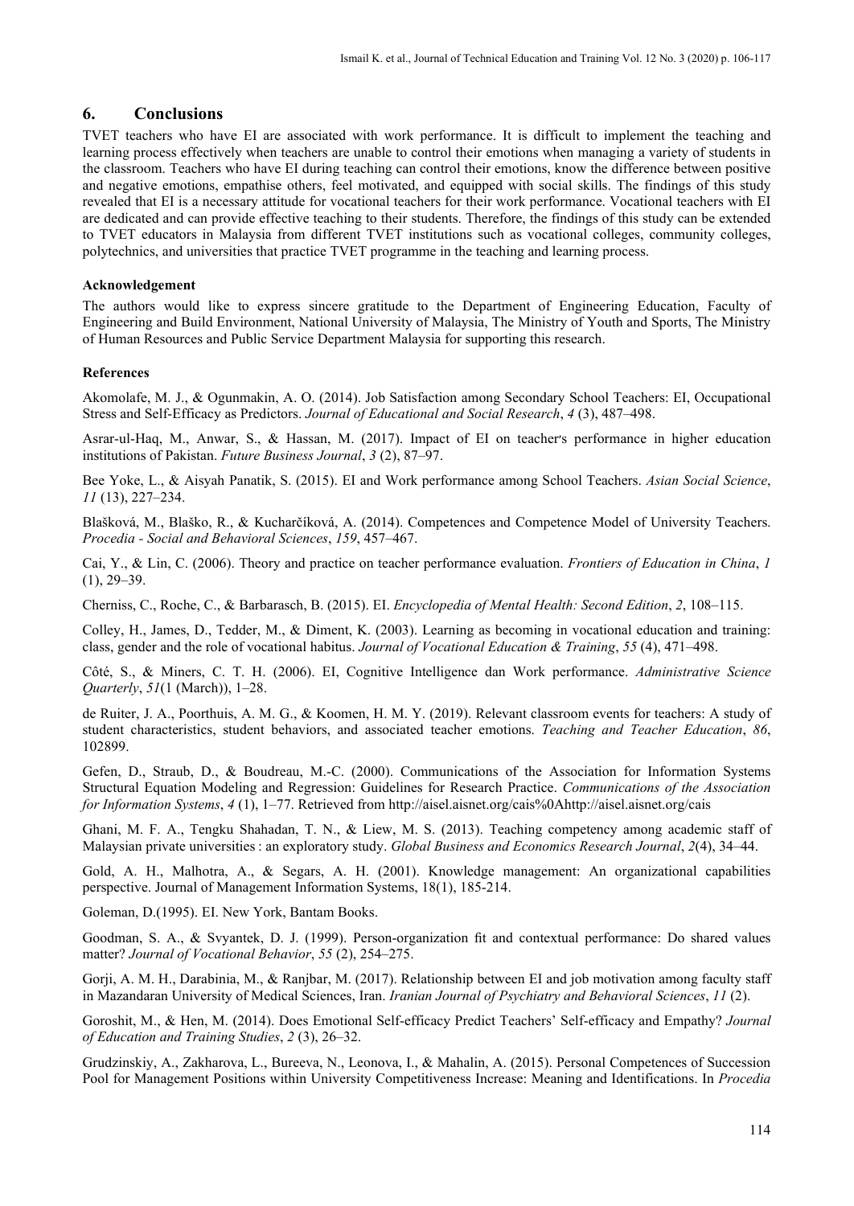## 6. Conclusions

TVET teachers who have EI are associated with work performance. It is difficult to implement the teaching and learning process effectively when teachers are unable to control their emotions when managing a variety of students in the classroom. Teachers who have EI during teaching can control their emotions, know the difference between positive and negative emotions, empathise others, feel motivated, and equipped with social skills. The findings of this study revealed that EI is a necessary attitude for vocational teachers for their work performance. Vocational teachers with EI are dedicated and can provide effective teaching to their students. Therefore, the findings of this study can be extended to TVET educators in Malaysia from different TVET institutions such as vocational colleges, community colleges, polytechnics, and universities that practice TVET programme in the teaching and learning process.

**Acknowledgement**

The authors would like to express sincere gratitude to the Department of Engineering Education, Faculty of Engineering and Build Environment, National University of Malaysia, The Ministry of Youth and Sports, The Ministry of Human Resources and Public Service Department Malaysia for supporting this research.

**References**

Akomolafe, M. J., & Ogunmakin, A. O. (2014). Job Satisfaction among Secondary School Teachers: EI, Occupational Stress and Self-Efficacy as Predictors. *Journal of Educational and Social Research*, *4* (3), 487–498.

Asrar-ul-Haq, M., Anwar, S., & Hassan, M. (2017). Impact of EI on teacher's performance in higher education institutions of Pakistan. *Future Business Journal*, *3* (2), 87–97.

Bee Yoke, L., & Aisyah Panatik, S. (2015). EI and Work performance among School Teachers. *Asian Social Science*, *11* (13), 227–234.

Blašková, M., Blaško, R., & Kucharčíková, A. (2014). Competences and Competence Model of University Teachers. *Procedia - Social and Behavioral Sciences*, *159*, 457–467.

Cai, Y., & Lin, C. (2006). Theory and practice on teacher performance evaluation. *Frontiers of Education in China*, *1* (1), 29–39.

Cherniss, C., Roche, C., & Barbarasch, B. (2015). EI. *Encyclopedia of Mental Health: Second Edition*, *2*, 108–115.

Colley, H., James, D., Tedder, M., & Diment, K. (2003). Learning as becoming in vocational education and training: class, gender and the role of vocational habitus. *Journal of Vocational Education & Training*, *55* (4), 471–498.

Côté, S., & Miners, C. T. H. (2006). EI, Cognitive Intelligence dan Work performance. *Administrative Science Quarterly*, *51*(1 (March)), 1–28.

de Ruiter, J. A., Poorthuis, A. M. G., & Koomen, H. M. Y. (2019). Relevant classroom events for teachers: A study of student characteristics, student behaviors, and associated teacher emotions. *Teaching and Teacher Education*, *86*, 102899.

Gefen, D., Straub, D., & Boudreau, M.-C. (2000). Communications of the Association for Information Systems Structural Equation Modeling and Regression: Guidelines for Research Practice. *Communications of the Association for Information Systems*, *4* (1), 1–77. Retrieved from http://aisel.aisnet.org/cais%0Ahttp://aisel.aisnet.org/cais

Ghani, M. F. A., Tengku Shahadan, T. N., & Liew, M. S. (2013). Teaching competency among academic staff of Malaysian private universities : an exploratory study. *Global Business and Economics Research Journal*, *2*(4), 34–44.

Gold, A. H., Malhotra, A., & Segars, A. H. (2001). Knowledge management: An organizational capabilities perspective. Journal of Management Information Systems, 18(1), 185-214.

Goleman, D.(1995). EI. New York, Bantam Books.

Goodman, S. A., & Svyantek, D. J. (1999). Person-organization fit and contextual performance: Do shared values matter? *Journal of Vocational Behavior*, *55* (2), 254–275.

Gorji, A. M. H., Darabinia, M., & Ranjbar, M. (2017). Relationship between EI and job motivation among faculty staff in Mazandaran University of Medical Sciences, Iran. *Iranian Journal of Psychiatry and Behavioral Sciences*, *11* (2).

Goroshit, M., & Hen, M. (2014). Does Emotional Self-efficacy Predict Teachers' Self-efficacy and Empathy? *Journal of Education and Training Studies*, *2* (3), 26–32.

Grudzinskiy, A., Zakharova, L., Bureeva, N., Leonova, I., & Mahalin, A. (2015). Personal Competences of Succession Pool for Management Positions within University Competitiveness Increase: Meaning and Identifications. In *Procedia*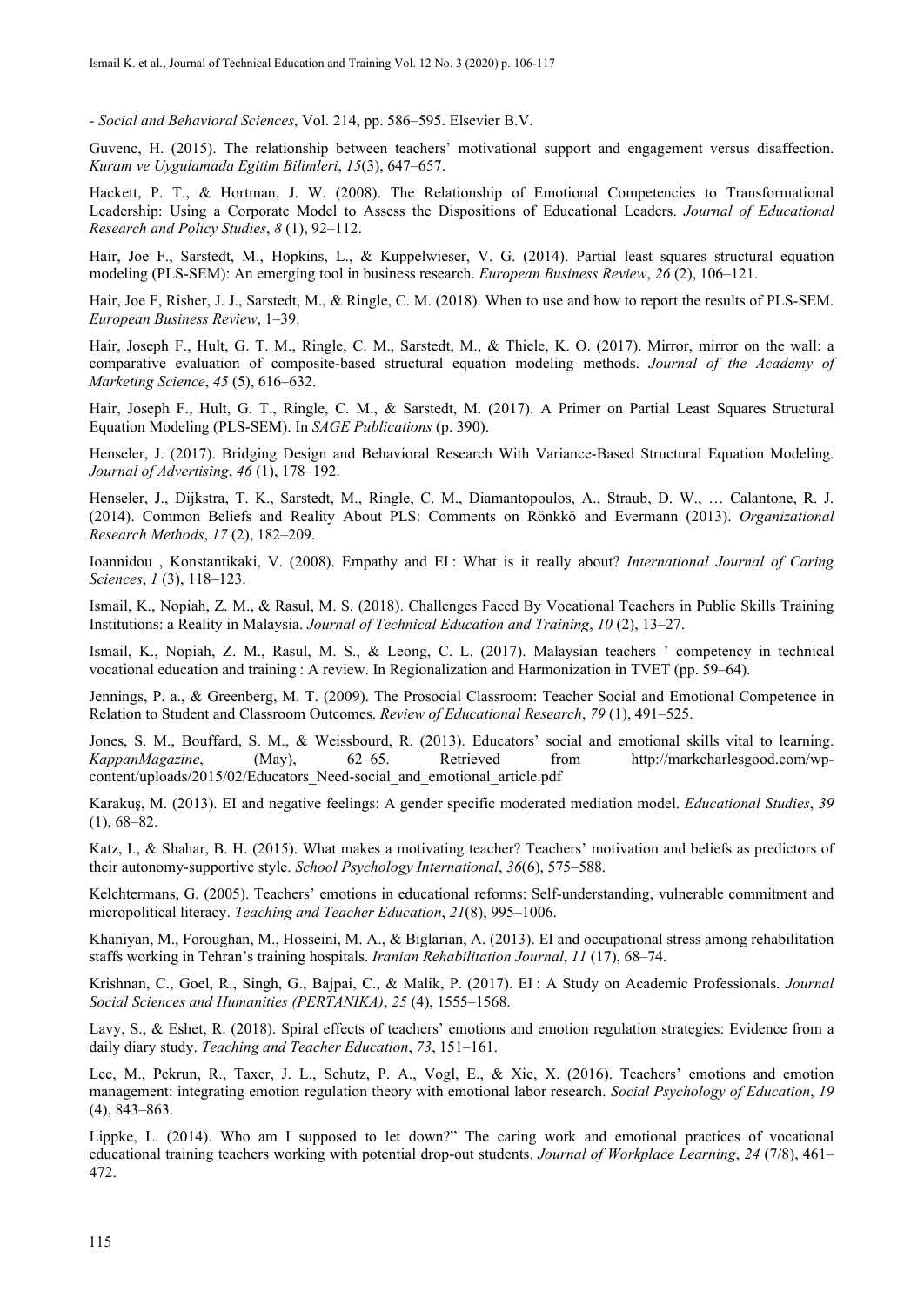- *Social and Behavioral Sciences*, Vol. 214, pp. 586–595. Elsevier B.V.

Guvenc, H. (2015). The relationship between teachers' motivational support and engagement versus disaffection. *Kuram ve Uygulamada Egitim Bilimleri*, *15*(3), 647–657.

Hackett, P. T., & Hortman, J. W. (2008). The Relationship of Emotional Competencies to Transformational Leadership: Using a Corporate Model to Assess the Dispositions of Educational Leaders. *Journal of Educational Research and Policy Studies*, *8* (1), 92–112.

Hair, Joe F., Sarstedt, M., Hopkins, L., & Kuppelwieser, V. G. (2014). Partial least squares structural equation modeling (PLS-SEM): An emerging tool in business research. *European Business Review*, *26* (2), 106–121.

Hair, Joe F, Risher, J. J., Sarstedt, M., & Ringle, C. M. (2018). When to use and how to report the results of PLS-SEM. *European Business Review*, 1–39.

Hair, Joseph F., Hult, G. T. M., Ringle, C. M., Sarstedt, M., & Thiele, K. O. (2017). Mirror, mirror on the wall: a comparative evaluation of composite-based structural equation modeling methods. *Journal of the Academy of Marketing Science*, *45* (5), 616–632.

Hair, Joseph F., Hult, G. T., Ringle, C. M., & Sarstedt, M. (2017). A Primer on Partial Least Squares Structural Equation Modeling (PLS-SEM). In *SAGE Publications* (p. 390).

Henseler, J. (2017). Bridging Design and Behavioral Research With Variance-Based Structural Equation Modeling. *Journal of Advertising*, *46* (1), 178–192.

Henseler, J., Dijkstra, T. K., Sarstedt, M., Ringle, C. M., Diamantopoulos, A., Straub, D. W., … Calantone, R. J. (2014). Common Beliefs and Reality About PLS: Comments on Rönkkö and Evermann (2013). *Organizational Research Methods*, *17* (2), 182–209.

Ioannidou , Konstantikaki, V. (2008). Empathy and EI : What is it really about? *International Journal of Caring Sciences*, *1* (3), 118–123.

Ismail, K., Nopiah, Z. M., & Rasul, M. S. (2018). Challenges Faced By Vocational Teachers in Public Skills Training Institutions: a Reality in Malaysia. *Journal of Technical Education and Training*, *10* (2), 13–27.

Ismail, K., Nopiah, Z. M., Rasul, M. S., & Leong, C. L. (2017). Malaysian teachers ' competency in technical vocational education and training : A review. In Regionalization and Harmonization in TVET (pp. 59–64).

Jennings, P. a., & Greenberg, M. T. (2009). The Prosocial Classroom: Teacher Social and Emotional Competence in Relation to Student and Classroom Outcomes. *Review of Educational Research*, *79* (1), 491–525.

Jones, S. M., Bouffard, S. M., & Weissbourd, R. (2013). Educators' social and emotional skills vital to learning. *KappanMagazine*, (May), 62–65. Retrieved from http://markcharlesgood.com/wp-content/uploads/2015/02/Educators_Need-social_and_emotional_article.pdf

Karakuş, M. (2013). EI and negative feelings: A gender specific moderated mediation model. *Educational Studies*, *39* (1), 68–82.

Katz, I., & Shahar, B. H. (2015). What makes a motivating teacher? Teachers' motivation and beliefs as predictors of their autonomy-supportive style. *School Psychology International*, *36*(6), 575–588.

Kelchtermans, G. (2005). Teachers' emotions in educational reforms: Self-understanding, vulnerable commitment and micropolitical literacy. *Teaching and Teacher Education*, *21*(8), 995–1006.

Khaniyan, M., Foroughan, M., Hosseini, M. A., & Biglarian, A. (2013). EI and occupational stress among rehabilitation staffs working in Tehran's training hospitals. *Iranian Rehabilitation Journal*, *11* (17), 68–74.

Krishnan, C., Goel, R., Singh, G., Bajpai, C., & Malik, P. (2017). EI : A Study on Academic Professionals. *Journal Social Sciences and Humanities (PERTANIKA)*, *25* (4), 1555–1568.

Lavy, S., & Eshet, R. (2018). Spiral effects of teachers' emotions and emotion regulation strategies: Evidence from a daily diary study. *Teaching and Teacher Education*, *73*, 151–161.

Lee, M., Pekrun, R., Taxer, J. L., Schutz, P. A., Vogl, E., & Xie, X. (2016). Teachers' emotions and emotion management: integrating emotion regulation theory with emotional labor research. *Social Psychology of Education*, *19* (4), 843–863.

Lippke, L. (2014). Who am I supposed to let down?" The caring work and emotional practices of vocational educational training teachers working with potential drop-out students. *Journal of Workplace Learning*, *24* (7/8), 461–472.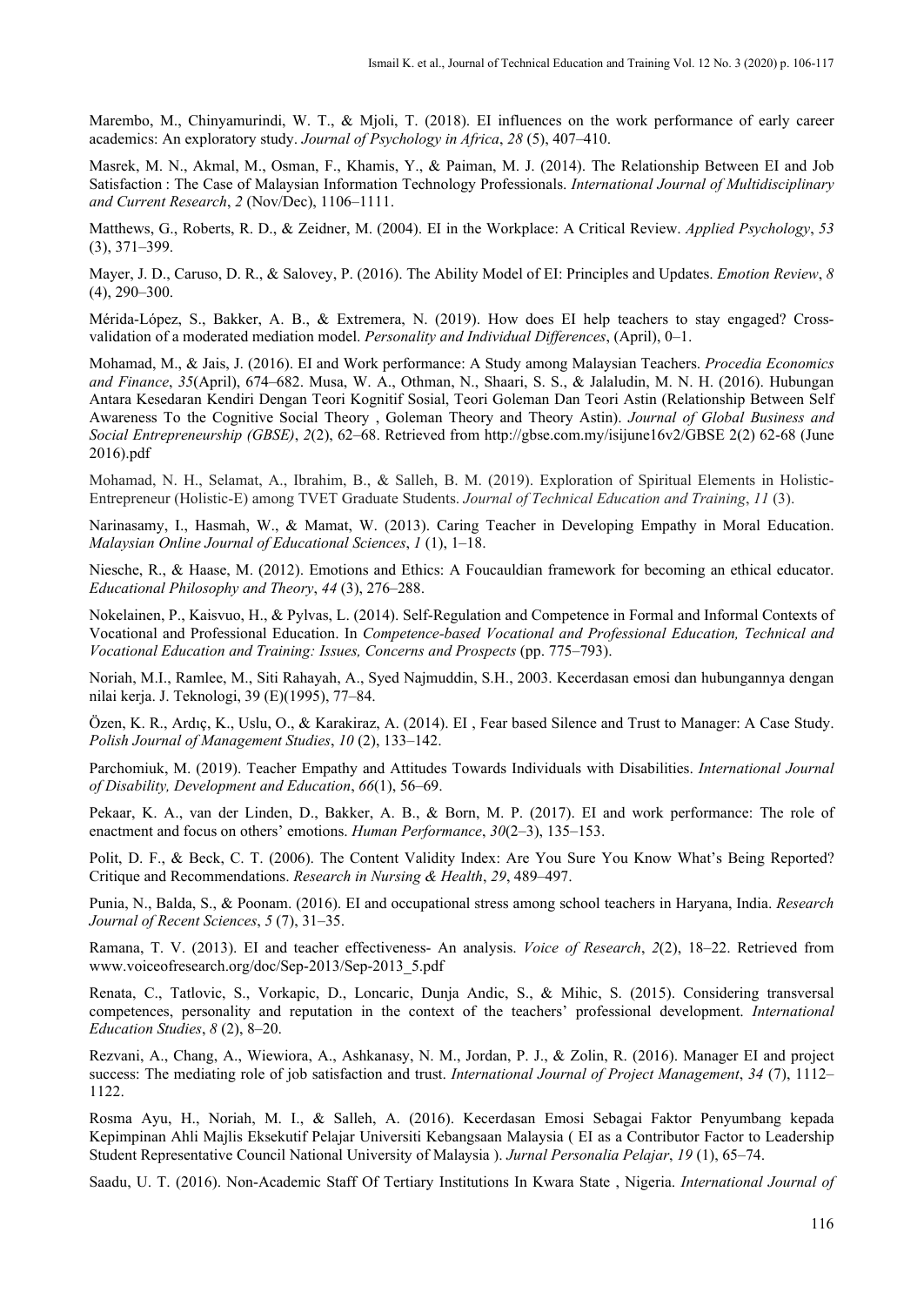Marembo, M., Chinyamurindi, W. T., & Mjoli, T. (2018). EI influences on the work performance of early career academics: An exploratory study. *Journal of Psychology in Africa*, *28* (5), 407–410.

Masrek, M. N., Akmal, M., Osman, F., Khamis, Y., & Paiman, M. J. (2014). The Relationship Between EI and Job Satisfaction : The Case of Malaysian Information Technology Professionals. *International Journal of Multidisciplinary and Current Research*, *2* (Nov/Dec), 1106–1111.

Matthews, G., Roberts, R. D., & Zeidner, M. (2004). EI in the Workplace: A Critical Review. *Applied Psychology*, *53* (3), 371–399.

Mayer, J. D., Caruso, D. R., & Salovey, P. (2016). The Ability Model of EI: Principles and Updates. *Emotion Review*, *8* (4), 290–300.

Mérida-López, S., Bakker, A. B., & Extremera, N. (2019). How does EI help teachers to stay engaged? Cross-validation of a moderated mediation model. *Personality and Individual Differences*, (April), 0–1.

Mohamad, M., & Jais, J. (2016). EI and Work performance: A Study among Malaysian Teachers. *Procedia Economics and Finance*, *35*(April), 674–682. Musa, W. A., Othman, N., Shaari, S. S., & Jalaludin, M. N. H. (2016). Hubungan Antara Kesedaran Kendiri Dengan Teori Kognitif Sosial, Teori Goleman Dan Teori Astin (Relationship Between Self Awareness To the Cognitive Social Theory , Goleman Theory and Theory Astin). *Journal of Global Business and Social Entrepreneurship (GBSE)*, *2*(2), 62–68. Retrieved from http://gbse.com.my/isijune16v2/GBSE 2(2) 62-68 (June 2016).pdf

Mohamad, N. H., Selamat, A., Ibrahim, B., & Salleh, B. M. (2019). Exploration of Spiritual Elements in Holistic-Entrepreneur (Holistic-E) among TVET Graduate Students. *Journal of Technical Education and Training*, *11* (3).

Narinasamy, I., Hasmah, W., & Mamat, W. (2013). Caring Teacher in Developing Empathy in Moral Education. *Malaysian Online Journal of Educational Sciences*, *1* (1), 1–18.

Niesche, R., & Haase, M. (2012). Emotions and Ethics: A Foucauldian framework for becoming an ethical educator. *Educational Philosophy and Theory*, *44* (3), 276–288.

Nokelainen, P., Kaisvuo, H., & Pylvas, L. (2014). Self-Regulation and Competence in Formal and Informal Contexts of Vocational and Professional Education. In *Competence-based Vocational and Professional Education, Technical and Vocational Education and Training: Issues, Concerns and Prospects* (pp. 775–793).

Noriah, M.I., Ramlee, M., Siti Rahayah, A., Syed Najmuddin, S.H., 2003. Kecerdasan emosi dan hubungannya dengan nilai kerja. J. Teknologi, 39 (E)(1995), 77–84.

Özen, K. R., Ardıç, K., Uslu, O., & Karakiraz, A. (2014). EI , Fear based Silence and Trust to Manager: A Case Study. *Polish Journal of Management Studies*, *10* (2), 133–142.

Parchomiuk, M. (2019). Teacher Empathy and Attitudes Towards Individuals with Disabilities. *International Journal of Disability, Development and Education*, *66*(1), 56–69.

Pekaar, K. A., van der Linden, D., Bakker, A. B., & Born, M. P. (2017). EI and work performance: The role of enactment and focus on others' emotions. *Human Performance*, *30*(2–3), 135–153.

Polit, D. F., & Beck, C. T. (2006). The Content Validity Index: Are You Sure You Know What's Being Reported? Critique and Recommendations. *Research in Nursing & Health*, *29*, 489–497.

Punia, N., Balda, S., & Poonam. (2016). EI and occupational stress among school teachers in Haryana, India. *Research Journal of Recent Sciences*, *5* (7), 31–35.

Ramana, T. V. (2013). EI and teacher effectiveness- An analysis. *Voice of Research*, *2*(2), 18–22. Retrieved from www.voiceofresearch.org/doc/Sep-2013/Sep-2013_5.pdf

Renata, C., Tatlovic, S., Vorkapic, D., Loncaric, Dunja Andic, S., & Mihic, S. (2015). Considering transversal competences, personality and reputation in the context of the teachers' professional development. *International Education Studies*, *8* (2), 8–20.

Rezvani, A., Chang, A., Wiewiora, A., Ashkanasy, N. M., Jordan, P. J., & Zolin, R. (2016). Manager EI and project success: The mediating role of job satisfaction and trust. *International Journal of Project Management*, *34* (7), 1112–1122.

Rosma Ayu, H., Noriah, M. I., & Salleh, A. (2016). Kecerdasan Emosi Sebagai Faktor Penyumbang kepada Kepimpinan Ahli Majlis Eksekutif Pelajar Universiti Kebangsaan Malaysia ( EI as a Contributor Factor to Leadership Student Representative Council National University of Malaysia ). *Jurnal Personalia Pelajar*, *19* (1), 65–74.

Saadu, U. T. (2016). Non-Academic Staff Of Tertiary Institutions In Kwara State , Nigeria. *International Journal of*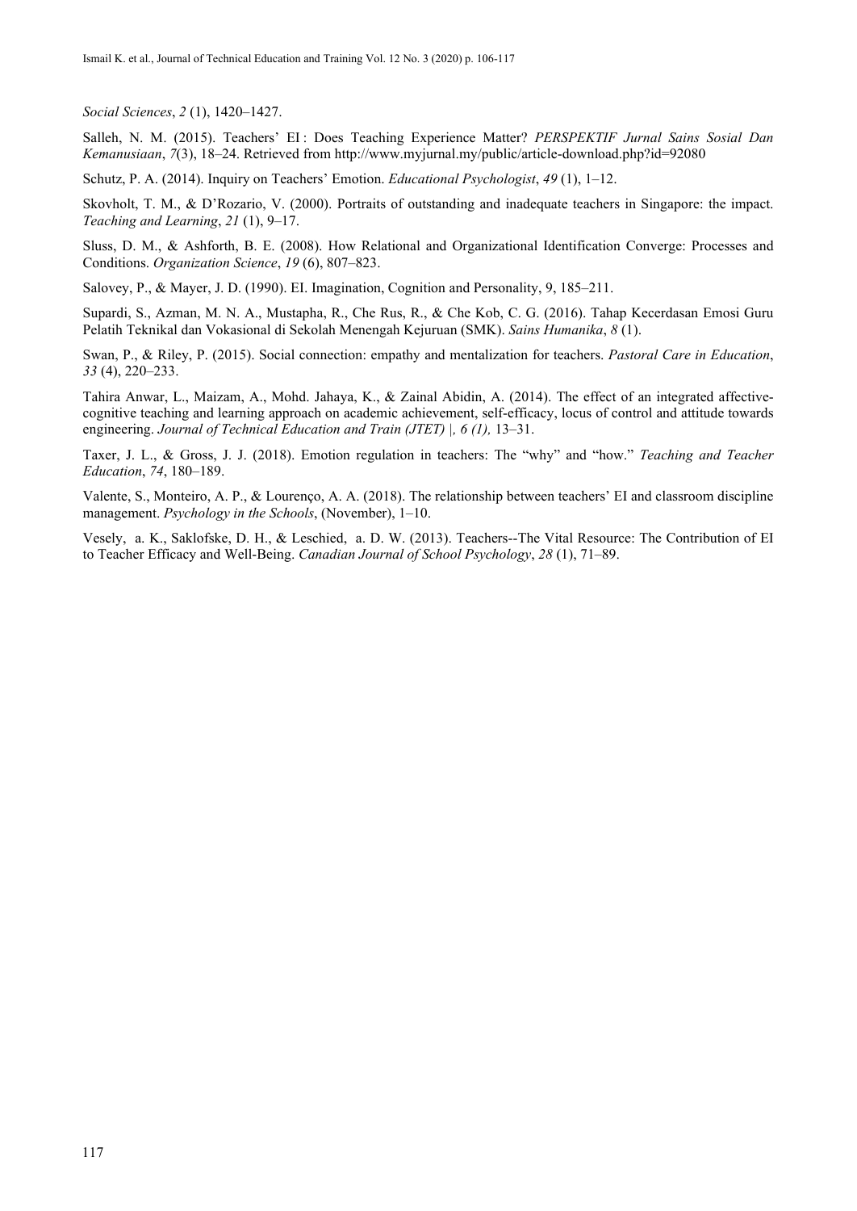*Social Sciences*, *2* (1), 1420–1427.

Salleh, N. M. (2015). Teachers' EI : Does Teaching Experience Matter? *PERSPEKTIF Jurnal Sains Sosial Dan Kemanusiaan*, *7*(3), 18–24. Retrieved from http://www.myjurnal.my/public/article-download.php?id=92080

Schutz, P. A. (2014). Inquiry on Teachers' Emotion. *Educational Psychologist*, *49* (1), 1–12.

Skovholt, T. M., & D'Rozario, V. (2000). Portraits of outstanding and inadequate teachers in Singapore: the impact. *Teaching and Learning*, *21* (1), 9–17.

Sluss, D. M., & Ashforth, B. E. (2008). How Relational and Organizational Identification Converge: Processes and Conditions. *Organization Science*, *19* (6), 807–823.

Salovey, P., & Mayer, J. D. (1990). EI. Imagination, Cognition and Personality, 9, 185–211.

Supardi, S., Azman, M. N. A., Mustapha, R., Che Rus, R., & Che Kob, C. G. (2016). Tahap Kecerdasan Emosi Guru Pelatih Teknikal dan Vokasional di Sekolah Menengah Kejuruan (SMK). *Sains Humanika*, *8* (1).

Swan, P., & Riley, P. (2015). Social connection: empathy and mentalization for teachers. *Pastoral Care in Education*, *33* (4), 220–233.

Tahira Anwar, L., Maizam, A., Mohd. Jahaya, K., & Zainal Abidin, A. (2014). The effect of an integrated affective-cognitive teaching and learning approach on academic achievement, self-efficacy, locus of control and attitude towards engineering. *Journal of Technical Education and Train (JTET) |, 6 (1),* 13–31.

Taxer, J. L., & Gross, J. J. (2018). Emotion regulation in teachers: The "why" and "how." *Teaching and Teacher Education*, *74*, 180–189.

Valente, S., Monteiro, A. P., & Lourenço, A. A. (2018). The relationship between teachers' EI and classroom discipline management. *Psychology in the Schools*, (November), 1–10.

Vesely, a. K., Saklofske, D. H., & Leschied, a. D. W. (2013). Teachers--The Vital Resource: The Contribution of EI to Teacher Efficacy and Well-Being. *Canadian Journal of School Psychology*, *28* (1), 71–89.